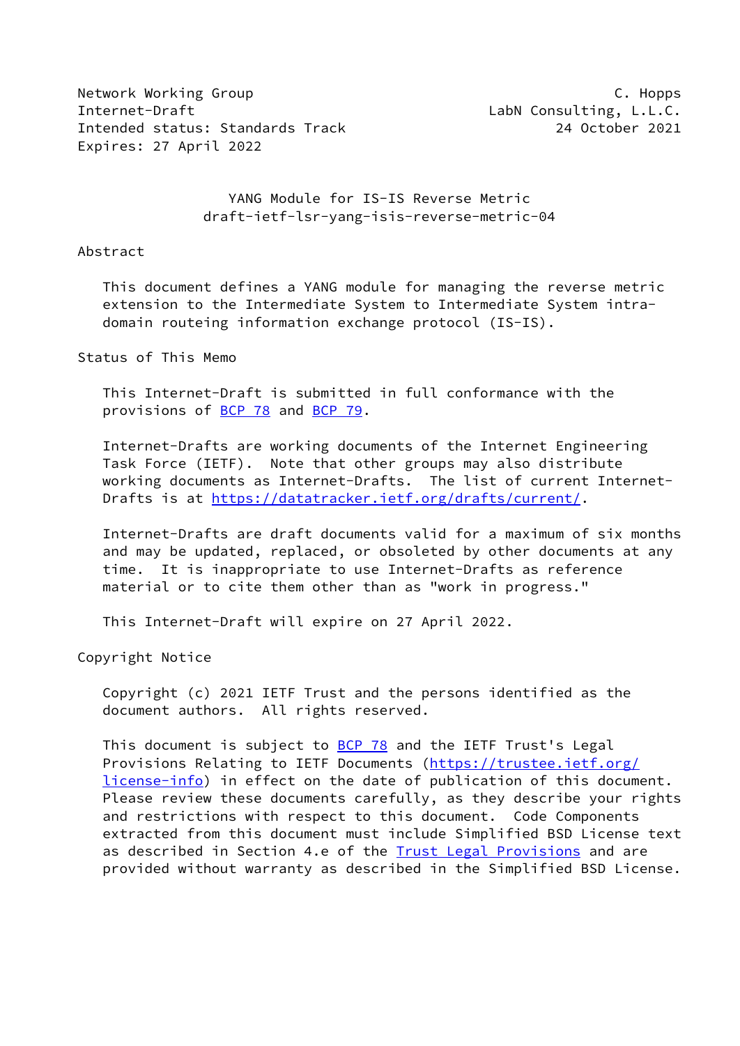Network Working Group C. Hopps
Internet-Draft LabN Consulting, L.L.C.
Intended status: Standards Track 24 October 2021
Expires: 27 April 2022

# YANG Module for IS-IS Reverse Metric
draft-ietf-lsr-yang-isis-reverse-metric-04

## Abstract

This document defines a YANG module for managing the reverse metric extension to the Intermediate System to Intermediate System intra-domain routeing information exchange protocol (IS-IS).

## Status of This Memo

This Internet-Draft is submitted in full conformance with the provisions of BCP 78 and BCP 79.

Internet-Drafts are working documents of the Internet Engineering Task Force (IETF). Note that other groups may also distribute working documents as Internet-Drafts. The list of current Internet-Drafts is at https://datatracker.ietf.org/drafts/current/.

Internet-Drafts are draft documents valid for a maximum of six months and may be updated, replaced, or obsoleted by other documents at any time. It is inappropriate to use Internet-Drafts as reference material or to cite them other than as "work in progress."

This Internet-Draft will expire on 27 April 2022.

## Copyright Notice

Copyright (c) 2021 IETF Trust and the persons identified as the document authors. All rights reserved.

This document is subject to BCP 78 and the IETF Trust's Legal Provisions Relating to IETF Documents (https://trustee.ietf.org/license-info) in effect on the date of publication of this document. Please review these documents carefully, as they describe your rights and restrictions with respect to this document. Code Components extracted from this document must include Simplified BSD License text as described in Section 4.e of the Trust Legal Provisions and are provided without warranty as described in the Simplified BSD License.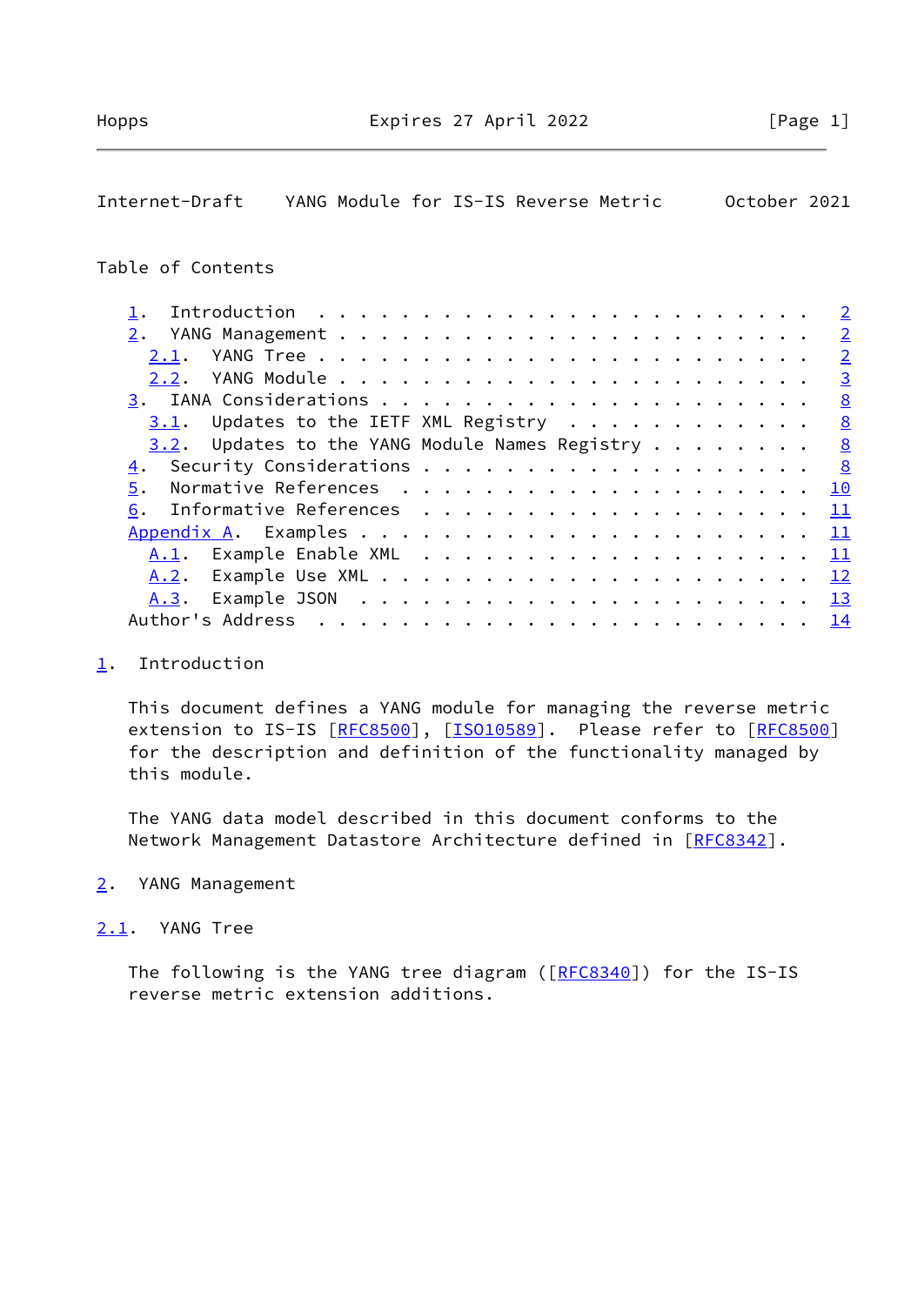Table of Contents

- 1. Introduction . . . . . . . . . . . . . . . . . . . . . . . . 2
- 2. YANG Management . . . . . . . . . . . . . . . . . . . . . . . 2
  - 2.1. YANG Tree . . . . . . . . . . . . . . . . . . . . . . . . 2
  - 2.2. YANG Module . . . . . . . . . . . . . . . . . . . . . . . 3
- 3. IANA Considerations . . . . . . . . . . . . . . . . . . . . . 8
  - 3.1. Updates to the IETF XML Registry . . . . . . . . . . . . 8
  - 3.2. Updates to the YANG Module Names Registry . . . . . . . . 8
- 4. Security Considerations . . . . . . . . . . . . . . . . . . . 8
- 5. Normative References . . . . . . . . . . . . . . . . . . . . 10
- 6. Informative References . . . . . . . . . . . . . . . . . . . 11
- Appendix A. Examples . . . . . . . . . . . . . . . . . . . . . . 11
  - A.1. Example Enable XML . . . . . . . . . . . . . . . . . . . 11
  - A.2. Example Use XML . . . . . . . . . . . . . . . . . . . . . 12
  - A.3. Example JSON . . . . . . . . . . . . . . . . . . . . . . 13
- Author's Address . . . . . . . . . . . . . . . . . . . . . . . . 14

# 1. Introduction

This document defines a YANG module for managing the reverse metric extension to IS-IS [RFC8500], [ISO10589]. Please refer to [RFC8500] for the description and definition of the functionality managed by this module.

The YANG data model described in this document conforms to the Network Management Datastore Architecture defined in [RFC8342].

# 2. YANG Management

## 2.1. YANG Tree

The following is the YANG tree diagram ([RFC8340]) for the IS-IS reverse metric extension additions.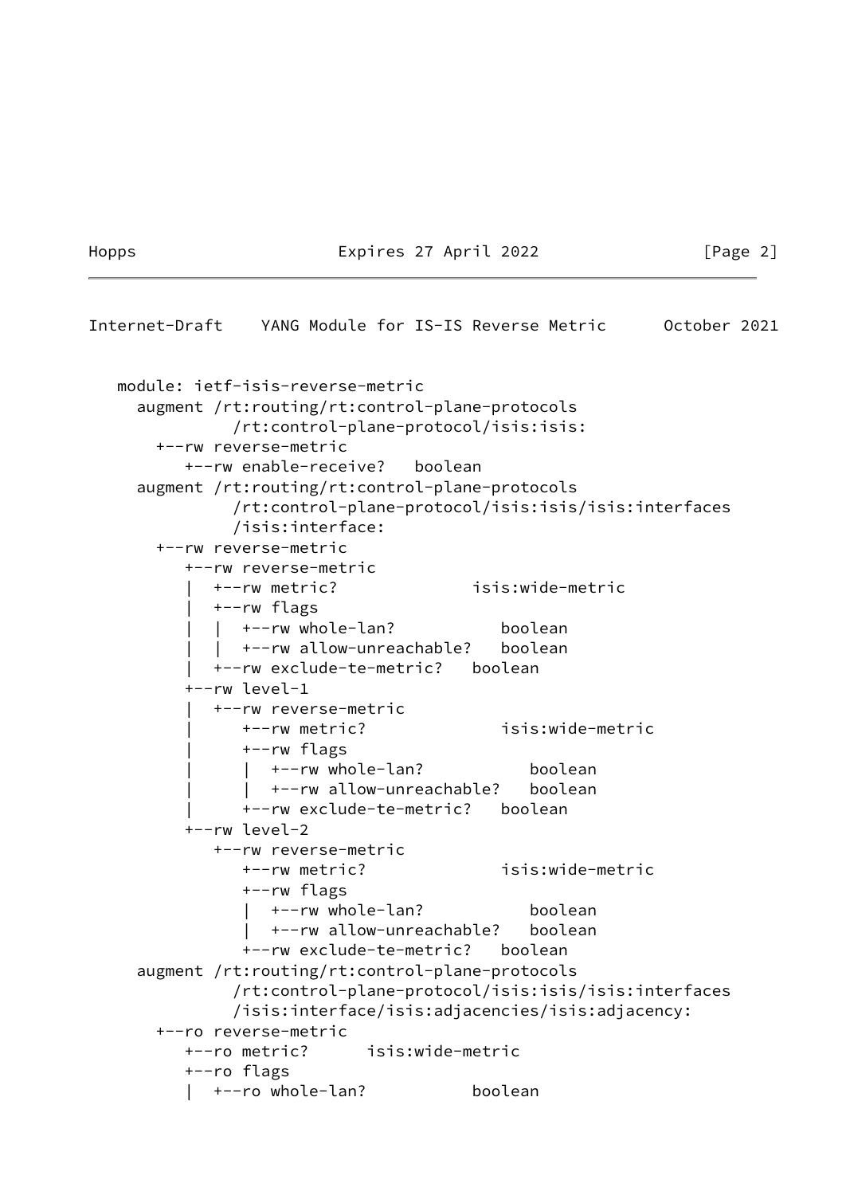```
module: ietf-isis-reverse-metric
  augment /rt:routing/rt:control-plane-protocols
            /rt:control-plane-protocol/isis:isis:
    +--rw reverse-metric
       +--rw enable-receive?   boolean
  augment /rt:routing/rt:control-plane-protocols
            /rt:control-plane-protocol/isis:isis/isis:interfaces
            /isis:interface:
    +--rw reverse-metric
       +--rw reverse-metric
       |  +--rw metric?              isis:wide-metric
       |  +--rw flags
       |  |  +--rw whole-lan?           boolean
       |  |  +--rw allow-unreachable?   boolean
       |  +--rw exclude-te-metric?   boolean
       +--rw level-1
       |  +--rw reverse-metric
       |     +--rw metric?              isis:wide-metric
       |     +--rw flags
       |     |  +--rw whole-lan?           boolean
       |     |  +--rw allow-unreachable?   boolean
       |     +--rw exclude-te-metric?   boolean
       +--rw level-2
          +--rw reverse-metric
             +--rw metric?              isis:wide-metric
             +--rw flags
             |  +--rw whole-lan?           boolean
             |  +--rw allow-unreachable?   boolean
             +--rw exclude-te-metric?   boolean
  augment /rt:routing/rt:control-plane-protocols
            /rt:control-plane-protocol/isis:isis/isis:interfaces
            /isis:interface/isis:adjacencies/isis:adjacency:
    +--ro reverse-metric
       +--ro metric?      isis:wide-metric
       +--ro flags
       |  +--ro whole-lan?           boolean
```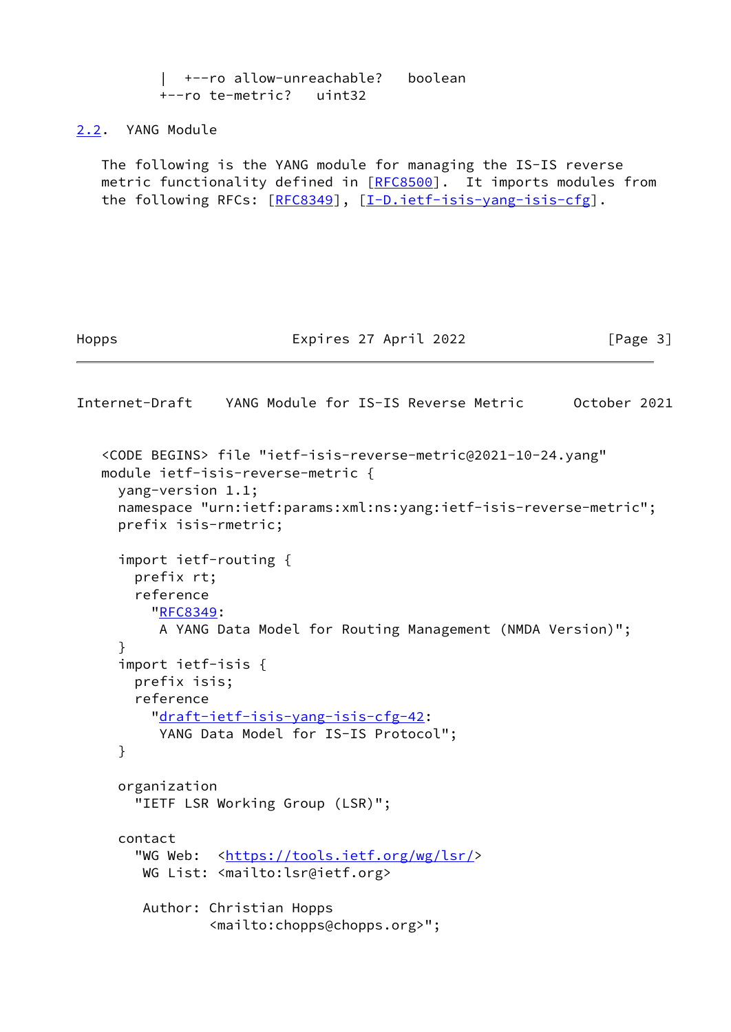```
         |  +--ro allow-unreachable?   boolean
         +--ro te-metric?   uint32
```

## 2.2. YANG Module

The following is the YANG module for managing the IS-IS reverse metric functionality defined in [RFC8500]. It imports modules from the following RFCs: [RFC8349], [I-D.ietf-isis-yang-isis-cfg].

```
<CODE BEGINS> file "ietf-isis-reverse-metric@2021-10-24.yang"
module ietf-isis-reverse-metric {
  yang-version 1.1;
  namespace "urn:ietf:params:xml:ns:yang:ietf-isis-reverse-metric";
  prefix isis-rmetric;

  import ietf-routing {
    prefix rt;
    reference
      "RFC8349:
       A YANG Data Model for Routing Management (NMDA Version)";
  }
  import ietf-isis {
    prefix isis;
    reference
      "draft-ietf-isis-yang-isis-cfg-42:
       YANG Data Model for IS-IS Protocol";
  }

  organization
    "IETF LSR Working Group (LSR)";

  contact
    "WG Web:  <https://tools.ietf.org/wg/lsr/>
     WG List: <mailto:lsr@ietf.org>

     Author: Christian Hopps
             <mailto:chopps@chopps.org>";
```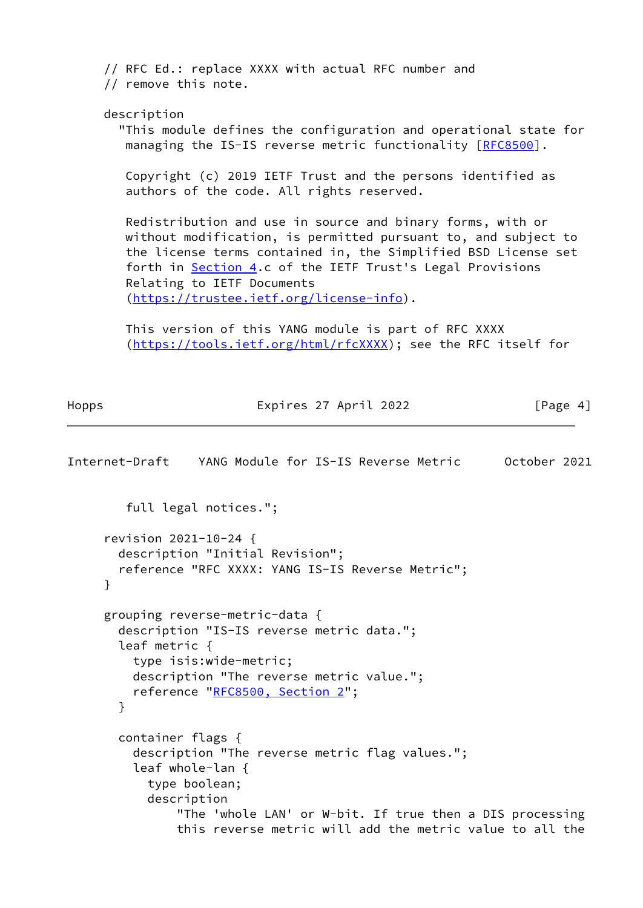```
     // RFC Ed.: replace XXXX with actual RFC number and
     // remove this note.

     description
       "This module defines the configuration and operational state for
        managing the IS-IS reverse metric functionality [RFC8500].

        Copyright (c) 2019 IETF Trust and the persons identified as
        authors of the code. All rights reserved.

        Redistribution and use in source and binary forms, with or
        without modification, is permitted pursuant to, and subject to
        the license terms contained in, the Simplified BSD License set
        forth in Section 4.c of the IETF Trust's Legal Provisions
        Relating to IETF Documents
        (https://trustee.ietf.org/license-info).

        This version of this YANG module is part of RFC XXXX
        (https://tools.ietf.org/html/rfcXXXX); see the RFC itself for
        full legal notices.";

     revision 2021-10-24 {
       description "Initial Revision";
       reference "RFC XXXX: YANG IS-IS Reverse Metric";
     }

     grouping reverse-metric-data {
       description "IS-IS reverse metric data.";
       leaf metric {
         type isis:wide-metric;
         description "The reverse metric value.";
         reference "RFC8500, Section 2";
       }

       container flags {
         description "The reverse metric flag values.";
         leaf whole-lan {
           type boolean;
           description
               "The 'whole LAN' or W-bit. If true then a DIS processing
               this reverse metric will add the metric value to all the
```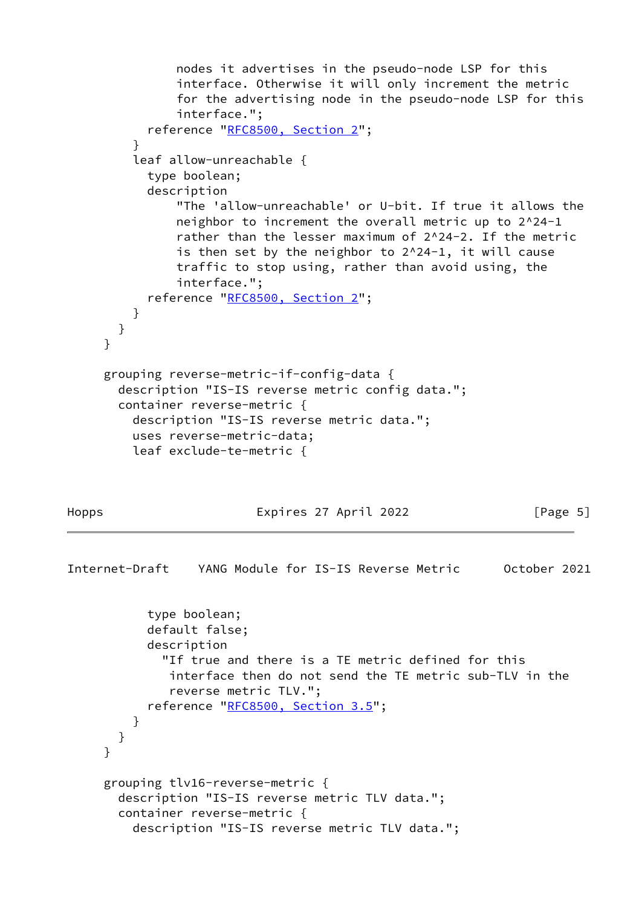```
            nodes it advertises in the pseudo-node LSP for this
            interface. Otherwise it will only increment the metric
            for the advertising node in the pseudo-node LSP for this
            interface.";
          reference "RFC8500, Section 2";
        }
        leaf allow-unreachable {
          type boolean;
          description
              "The 'allow-unreachable' or U-bit. If true it allows the
              neighbor to increment the overall metric up to 2^24-1
              rather than the lesser maximum of 2^24-2. If the metric
              is then set by the neighbor to 2^24-1, it will cause
              traffic to stop using, rather than avoid using, the
              interface.";
          reference "RFC8500, Section 2";
        }
      }
    }

    grouping reverse-metric-if-config-data {
      description "IS-IS reverse metric config data.";
      container reverse-metric {
        description "IS-IS reverse metric data.";
        uses reverse-metric-data;
        leaf exclude-te-metric {
          type boolean;
          default false;
          description
            "If true and there is a TE metric defined for this
             interface then do not send the TE metric sub-TLV in the
             reverse metric TLV.";
          reference "RFC8500, Section 3.5";
        }
      }
    }

    grouping tlv16-reverse-metric {
      description "IS-IS reverse metric TLV data.";
      container reverse-metric {
        description "IS-IS reverse metric TLV data.";
```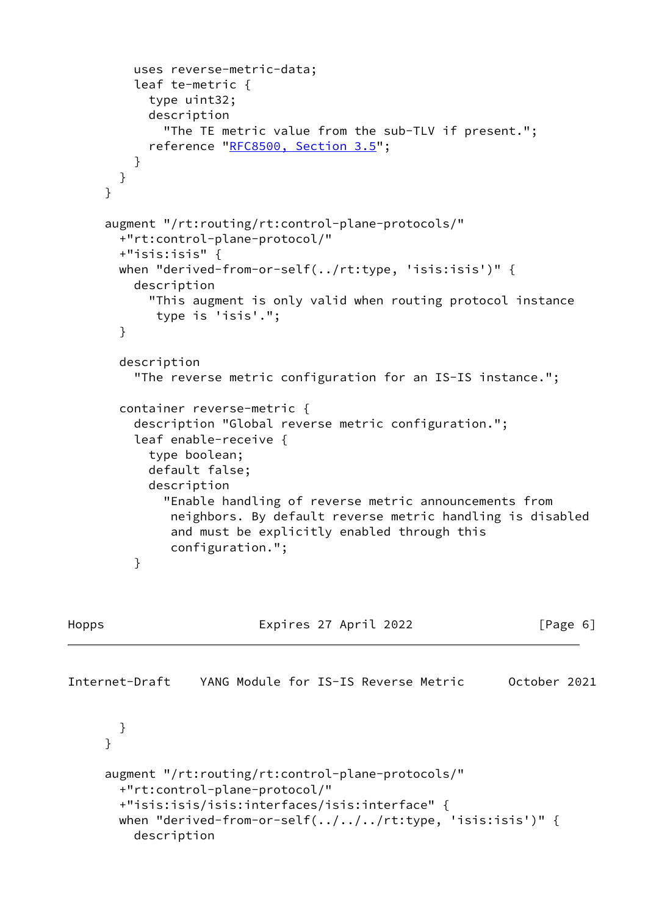```
        uses reverse-metric-data;
        leaf te-metric {
          type uint32;
          description
            "The TE metric value from the sub-TLV if present.";
          reference "RFC8500, Section 3.5";
        }
      }
    }

    augment "/rt:routing/rt:control-plane-protocols/"
      +"rt:control-plane-protocol/"
      +"isis:isis" {
      when "derived-from-or-self(../rt:type, 'isis:isis')" {
        description
          "This augment is only valid when routing protocol instance
           type is 'isis'.";
      }

      description
        "The reverse metric configuration for an IS-IS instance.";

      container reverse-metric {
        description "Global reverse metric configuration.";
        leaf enable-receive {
          type boolean;
          default false;
          description
            "Enable handling of reverse metric announcements from
             neighbors. By default reverse metric handling is disabled
             and must be explicitly enabled through this
             configuration.";
        }
```

```
      }
    }

    augment "/rt:routing/rt:control-plane-protocols/"
      +"rt:control-plane-protocol/"
      +"isis:isis/isis:interfaces/isis:interface" {
      when "derived-from-or-self(../../../rt:type, 'isis:isis')" {
        description
```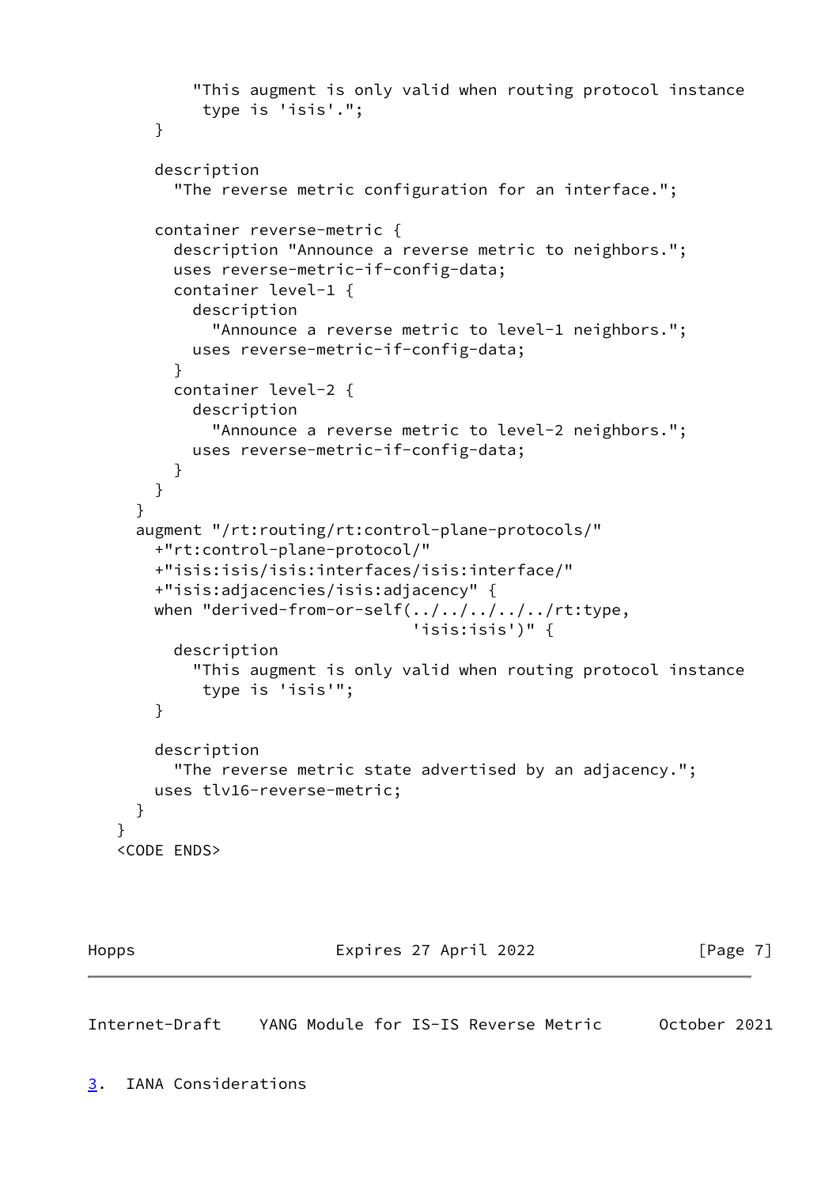```
           "This augment is only valid when routing protocol instance
            type is 'isis'.";
       }

       description
         "The reverse metric configuration for an interface.";

       container reverse-metric {
         description "Announce a reverse metric to neighbors.";
         uses reverse-metric-if-config-data;
         container level-1 {
           description
             "Announce a reverse metric to level-1 neighbors.";
           uses reverse-metric-if-config-data;
         }
         container level-2 {
           description
             "Announce a reverse metric to level-2 neighbors.";
           uses reverse-metric-if-config-data;
         }
       }
     }
     augment "/rt:routing/rt:control-plane-protocols/"
       +"rt:control-plane-protocol/"
       +"isis:isis/isis:interfaces/isis:interface/"
       +"isis:adjacencies/isis:adjacency" {
       when "derived-from-or-self(../../../../../rt:type,
                                  'isis:isis')" {
         description
           "This augment is only valid when routing protocol instance
            type is 'isis'";
       }

       description
         "The reverse metric state advertised by an adjacency.";
       uses tlv16-reverse-metric;
     }
   }
   <CODE ENDS>
```

## 3. IANA Considerations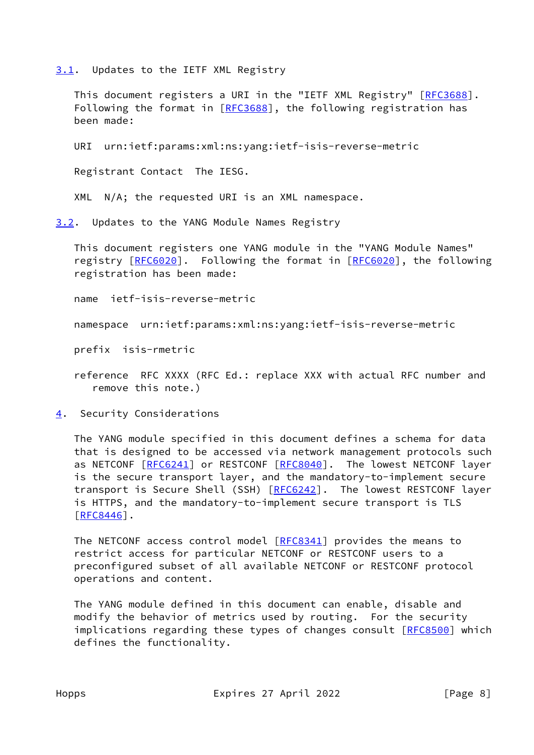### 3.1. Updates to the IETF XML Registry

This document registers a URI in the "IETF XML Registry" [RFC3688]. Following the format in [RFC3688], the following registration has been made:

URI urn:ietf:params:xml:ns:yang:ietf-isis-reverse-metric

Registrant Contact The IESG.

XML N/A; the requested URI is an XML namespace.

### 3.2. Updates to the YANG Module Names Registry

This document registers one YANG module in the "YANG Module Names" registry [RFC6020]. Following the format in [RFC6020], the following registration has been made:

name ietf-isis-reverse-metric

namespace urn:ietf:params:xml:ns:yang:ietf-isis-reverse-metric

prefix isis-rmetric

reference RFC XXXX (RFC Ed.: replace XXX with actual RFC number and remove this note.)

## 4. Security Considerations

The YANG module specified in this document defines a schema for data that is designed to be accessed via network management protocols such as NETCONF [RFC6241] or RESTCONF [RFC8040]. The lowest NETCONF layer is the secure transport layer, and the mandatory-to-implement secure transport is Secure Shell (SSH) [RFC6242]. The lowest RESTCONF layer is HTTPS, and the mandatory-to-implement secure transport is TLS [RFC8446].

The NETCONF access control model [RFC8341] provides the means to restrict access for particular NETCONF or RESTCONF users to a preconfigured subset of all available NETCONF or RESTCONF protocol operations and content.

The YANG module defined in this document can enable, disable and modify the behavior of metrics used by routing. For the security implications regarding these types of changes consult [RFC8500] which defines the functionality.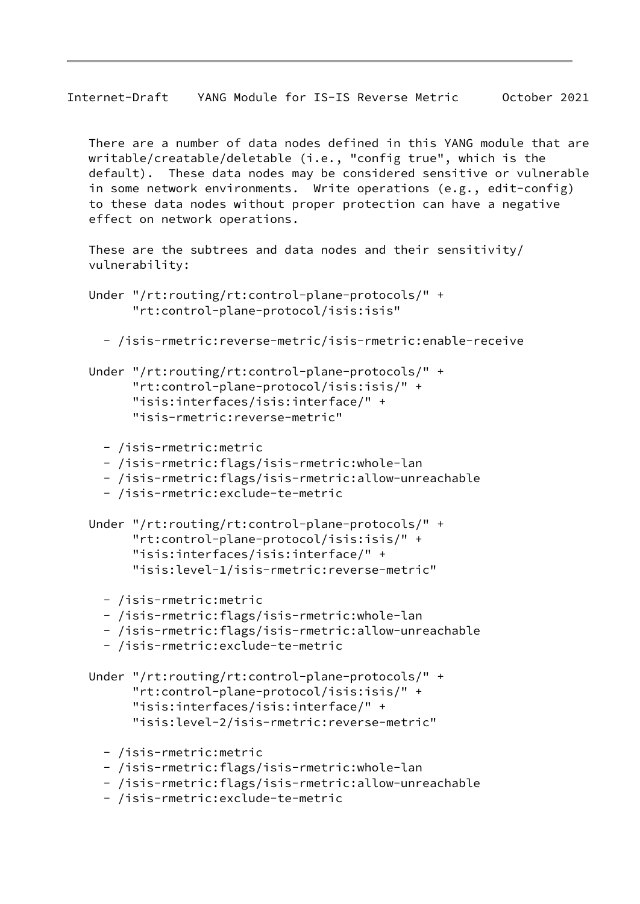There are a number of data nodes defined in this YANG module that are writable/creatable/deletable (i.e., "config true", which is the default). These data nodes may be considered sensitive or vulnerable in some network environments. Write operations (e.g., edit-config) to these data nodes without proper protection can have a negative effect on network operations.

These are the subtrees and data nodes and their sensitivity/vulnerability:

Under "/rt:routing/rt:control-plane-protocols/" +
      "rt:control-plane-protocol/isis:isis"

- /isis-rmetric:reverse-metric/isis-rmetric:enable-receive

Under "/rt:routing/rt:control-plane-protocols/" +
      "rt:control-plane-protocol/isis:isis/" +
      "isis:interfaces/isis:interface/" +
      "isis-rmetric:reverse-metric"

- /isis-rmetric:metric
- /isis-rmetric:flags/isis-rmetric:whole-lan
- /isis-rmetric:flags/isis-rmetric:allow-unreachable
- /isis-rmetric:exclude-te-metric

Under "/rt:routing/rt:control-plane-protocols/" +
      "rt:control-plane-protocol/isis:isis/" +
      "isis:interfaces/isis:interface/" +
      "isis:level-1/isis-rmetric:reverse-metric"

- /isis-rmetric:metric
- /isis-rmetric:flags/isis-rmetric:whole-lan
- /isis-rmetric:flags/isis-rmetric:allow-unreachable
- /isis-rmetric:exclude-te-metric

Under "/rt:routing/rt:control-plane-protocols/" +
      "rt:control-plane-protocol/isis:isis/" +
      "isis:interfaces/isis:interface/" +
      "isis:level-2/isis-rmetric:reverse-metric"

- /isis-rmetric:metric
- /isis-rmetric:flags/isis-rmetric:whole-lan
- /isis-rmetric:flags/isis-rmetric:allow-unreachable
- /isis-rmetric:exclude-te-metric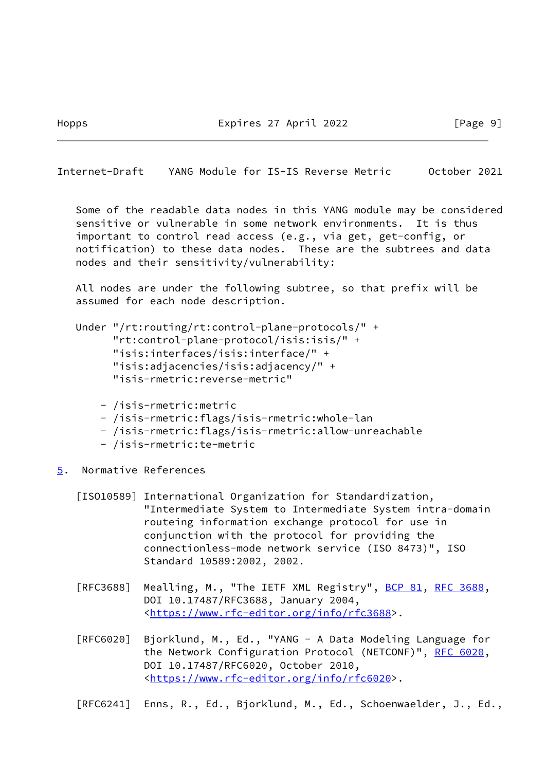Some of the readable data nodes in this YANG module may be considered sensitive or vulnerable in some network environments. It is thus important to control read access (e.g., via get, get-config, or notification) to these data nodes. These are the subtrees and data nodes and their sensitivity/vulnerability:

All nodes are under the following subtree, so that prefix will be assumed for each node description.

```
Under "/rt:routing/rt:control-plane-protocols/" +
      "rt:control-plane-protocol/isis:isis/" +
      "isis:interfaces/isis:interface/" +
      "isis:adjacencies/isis:adjacency/" +
      "isis-rmetric:reverse-metric"
```

- /isis-rmetric:metric
- /isis-rmetric:flags/isis-rmetric:whole-lan
- /isis-rmetric:flags/isis-rmetric:allow-unreachable
- /isis-rmetric:te-metric

## 5. Normative References

[ISO10589] International Organization for Standardization, "Intermediate System to Intermediate System intra-domain routeing information exchange protocol for use in conjunction with the protocol for providing the connectionless-mode network service (ISO 8473)", ISO Standard 10589:2002, 2002.

[RFC3688] Mealling, M., "The IETF XML Registry", BCP 81, RFC 3688, DOI 10.17487/RFC3688, January 2004, <https://www.rfc-editor.org/info/rfc3688>.

[RFC6020] Bjorklund, M., Ed., "YANG - A Data Modeling Language for the Network Configuration Protocol (NETCONF)", RFC 6020, DOI 10.17487/RFC6020, October 2010, <https://www.rfc-editor.org/info/rfc6020>.

[RFC6241] Enns, R., Ed., Bjorklund, M., Ed., Schoenwaelder, J., Ed.,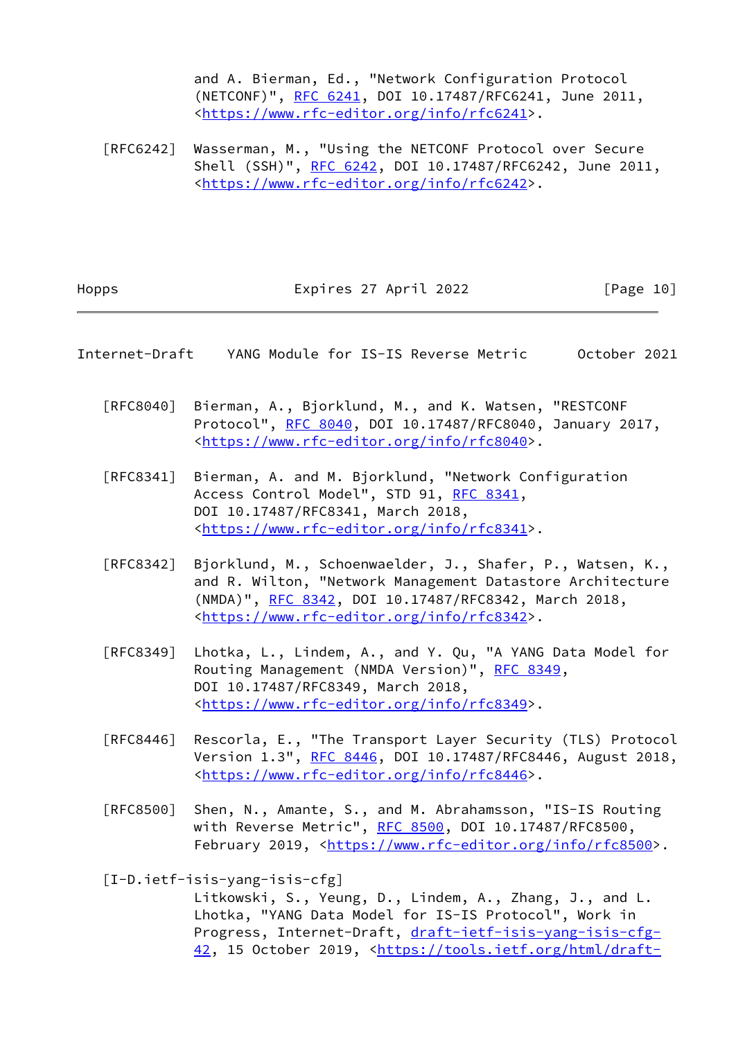and A. Bierman, Ed., "Network Configuration Protocol (NETCONF)", RFC 6241, DOI 10.17487/RFC6241, June 2011, <https://www.rfc-editor.org/info/rfc6241>.

[RFC6242] Wasserman, M., "Using the NETCONF Protocol over Secure Shell (SSH)", RFC 6242, DOI 10.17487/RFC6242, June 2011, <https://www.rfc-editor.org/info/rfc6242>.

[RFC8040] Bierman, A., Bjorklund, M., and K. Watsen, "RESTCONF Protocol", RFC 8040, DOI 10.17487/RFC8040, January 2017, <https://www.rfc-editor.org/info/rfc8040>.

[RFC8341] Bierman, A. and M. Bjorklund, "Network Configuration Access Control Model", STD 91, RFC 8341, DOI 10.17487/RFC8341, March 2018, <https://www.rfc-editor.org/info/rfc8341>.

[RFC8342] Bjorklund, M., Schoenwaelder, J., Shafer, P., Watsen, K., and R. Wilton, "Network Management Datastore Architecture (NMDA)", RFC 8342, DOI 10.17487/RFC8342, March 2018, <https://www.rfc-editor.org/info/rfc8342>.

[RFC8349] Lhotka, L., Lindem, A., and Y. Qu, "A YANG Data Model for Routing Management (NMDA Version)", RFC 8349, DOI 10.17487/RFC8349, March 2018, <https://www.rfc-editor.org/info/rfc8349>.

[RFC8446] Rescorla, E., "The Transport Layer Security (TLS) Protocol Version 1.3", RFC 8446, DOI 10.17487/RFC8446, August 2018, <https://www.rfc-editor.org/info/rfc8446>.

[RFC8500] Shen, N., Amante, S., and M. Abrahamsson, "IS-IS Routing with Reverse Metric", RFC 8500, DOI 10.17487/RFC8500, February 2019, <https://www.rfc-editor.org/info/rfc8500>.

[I-D.ietf-isis-yang-isis-cfg]
Litkowski, S., Yeung, D., Lindem, A., Zhang, J., and L. Lhotka, "YANG Data Model for IS-IS Protocol", Work in Progress, Internet-Draft, draft-ietf-isis-yang-isis-cfg-42, 15 October 2019, <https://tools.ietf.org/html/draft-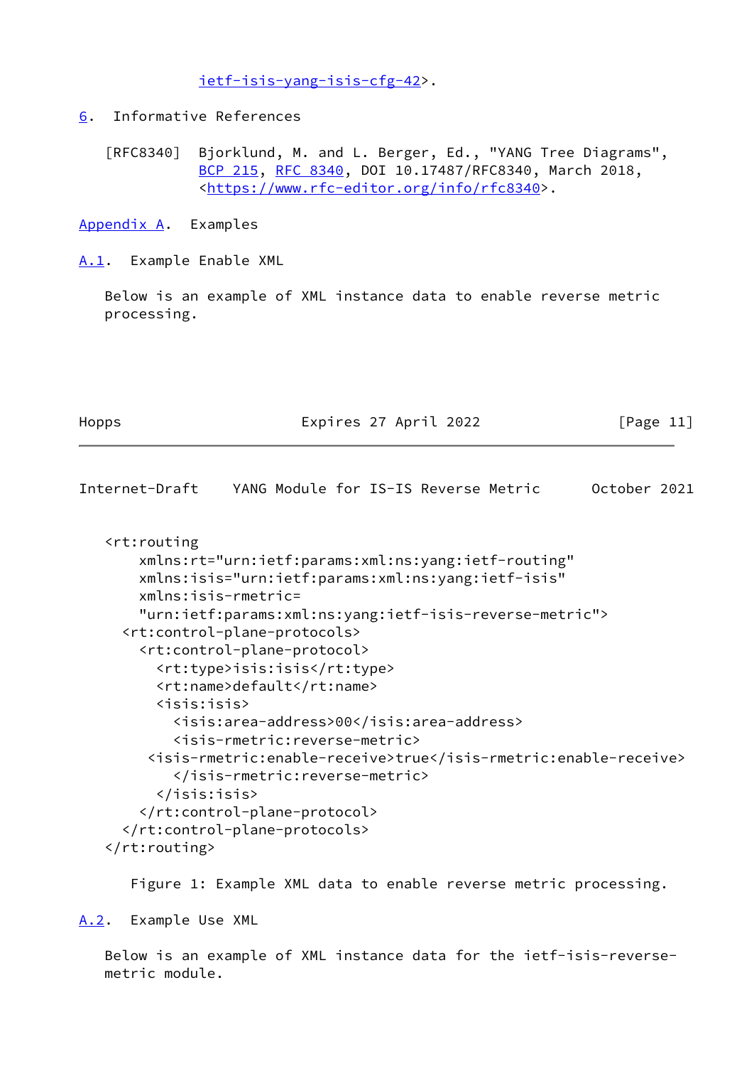ietf-isis-yang-isis-cfg-42>.

## 6. Informative References

[RFC8340] Bjorklund, M. and L. Berger, Ed., "YANG Tree Diagrams", BCP 215, RFC 8340, DOI 10.17487/RFC8340, March 2018, <https://www.rfc-editor.org/info/rfc8340>.

# Appendix A. Examples

## A.1. Example Enable XML

Below is an example of XML instance data to enable reverse metric processing.

```
<rt:routing
    xmlns:rt="urn:ietf:params:xml:ns:yang:ietf-routing"
    xmlns:isis="urn:ietf:params:xml:ns:yang:ietf-isis"
    xmlns:isis-rmetric=
    "urn:ietf:params:xml:ns:yang:ietf-isis-reverse-metric">
  <rt:control-plane-protocols>
    <rt:control-plane-protocol>
      <rt:type>isis:isis</rt:type>
      <rt:name>default</rt:name>
      <isis:isis>
        <isis:area-address>00</isis:area-address>
        <isis-rmetric:reverse-metric>
     <isis-rmetric:enable-receive>true</isis-rmetric:enable-receive>
        </isis-rmetric:reverse-metric>
      </isis:isis>
    </rt:control-plane-protocol>
  </rt:control-plane-protocols>
</rt:routing>
```

Figure 1: Example XML data to enable reverse metric processing.

## A.2. Example Use XML

Below is an example of XML instance data for the ietf-isis-reverse-metric module.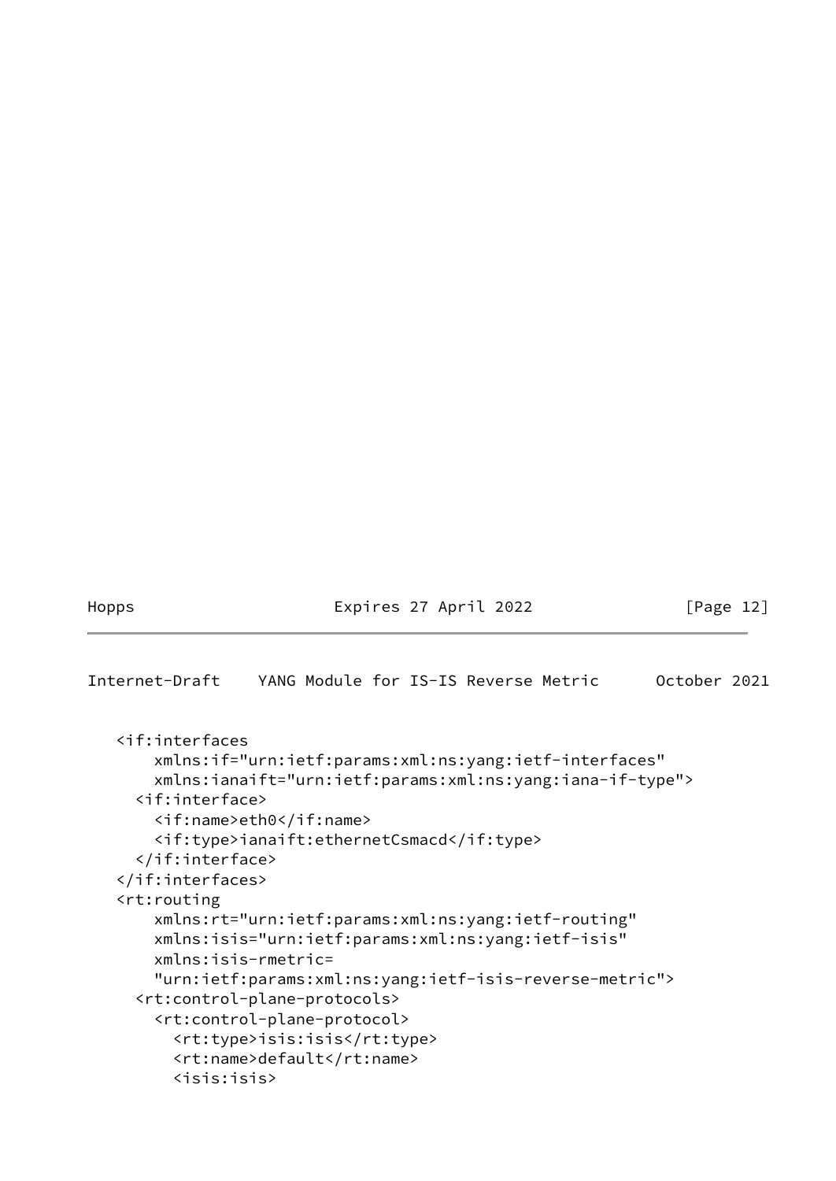```
<if:interfaces
    xmlns:if="urn:ietf:params:xml:ns:yang:ietf-interfaces"
    xmlns:ianaift="urn:ietf:params:xml:ns:yang:iana-if-type">
  <if:interface>
    <if:name>eth0</if:name>
    <if:type>ianaift:ethernetCsmacd</if:type>
  </if:interface>
</if:interfaces>
<rt:routing
    xmlns:rt="urn:ietf:params:xml:ns:yang:ietf-routing"
    xmlns:isis="urn:ietf:params:xml:ns:yang:ietf-isis"
    xmlns:isis-rmetric=
    "urn:ietf:params:xml:ns:yang:ietf-isis-reverse-metric">
  <rt:control-plane-protocols>
    <rt:control-plane-protocol>
      <rt:type>isis:isis</rt:type>
      <rt:name>default</rt:name>
      <isis:isis>
```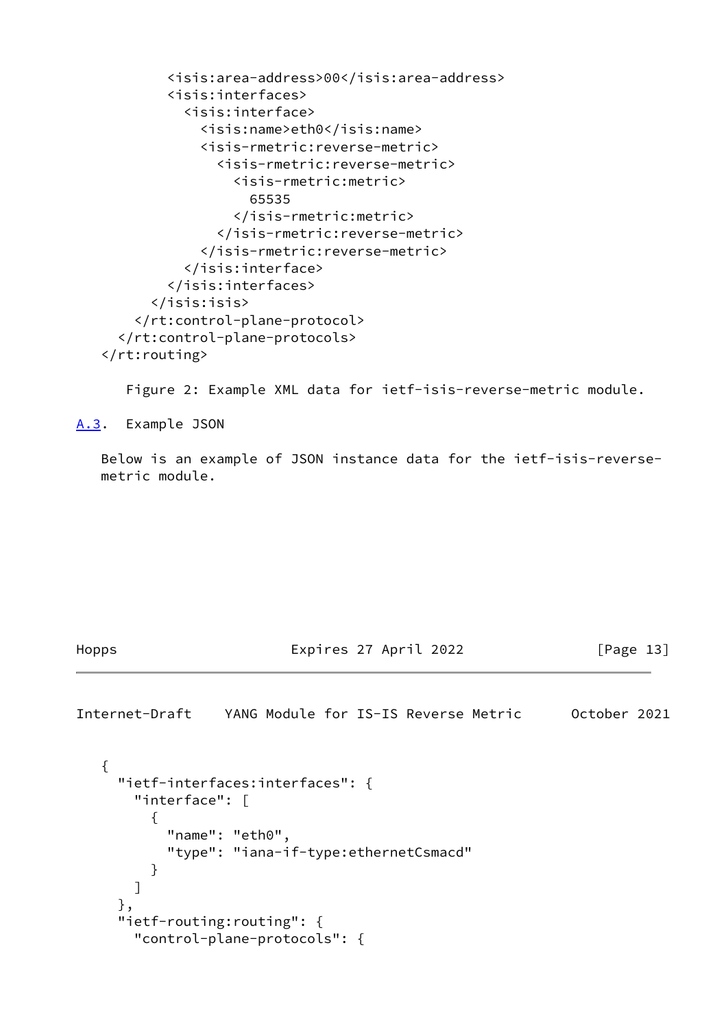```
          <isis:area-address>00</isis:area-address>
          <isis:interfaces>
            <isis:interface>
              <isis:name>eth0</isis:name>
              <isis-rmetric:reverse-metric>
                <isis-rmetric:reverse-metric>
                  <isis-rmetric:metric>
                    65535
                  </isis-rmetric:metric>
                </isis-rmetric:reverse-metric>
              </isis-rmetric:reverse-metric>
            </isis:interface>
          </isis:interfaces>
        </isis:isis>
      </rt:control-plane-protocol>
    </rt:control-plane-protocols>
  </rt:routing>
```

Figure 2: Example XML data for ietf-isis-reverse-metric module.

### A.3. Example JSON

Below is an example of JSON instance data for the ietf-isis-reverse-metric module.

```
  {
    "ietf-interfaces:interfaces": {
      "interface": [
        {
          "name": "eth0",
          "type": "iana-if-type:ethernetCsmacd"
        }
      ]
    },
    "ietf-routing:routing": {
      "control-plane-protocols": {
```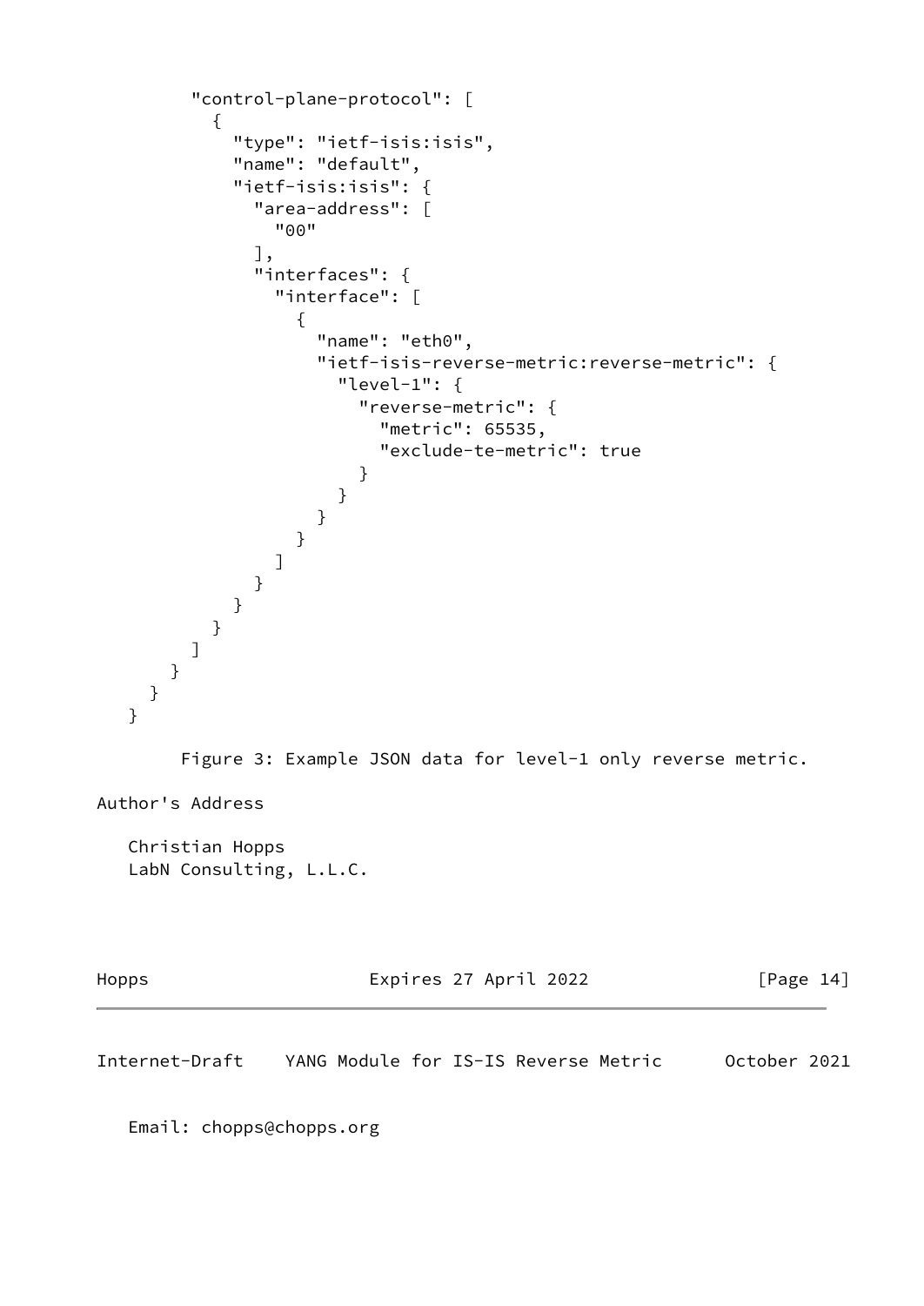```
          "control-plane-protocol": [
            {
              "type": "ietf-isis:isis",
              "name": "default",
              "ietf-isis:isis": {
                "area-address": [
                  "00"
                ],
                "interfaces": {
                  "interface": [
                    {
                      "name": "eth0",
                      "ietf-isis-reverse-metric:reverse-metric": {
                        "level-1": {
                          "reverse-metric": {
                            "metric": 65535,
                            "exclude-te-metric": true
                          }
                        }
                      }
                    }
                  ]
                }
              }
            }
          ]
        }
      }
    }
```

Figure 3: Example JSON data for level-1 only reverse metric.

## Author's Address

Christian Hopps
LabN Consulting, L.L.C.

Email: chopps@chopps.org